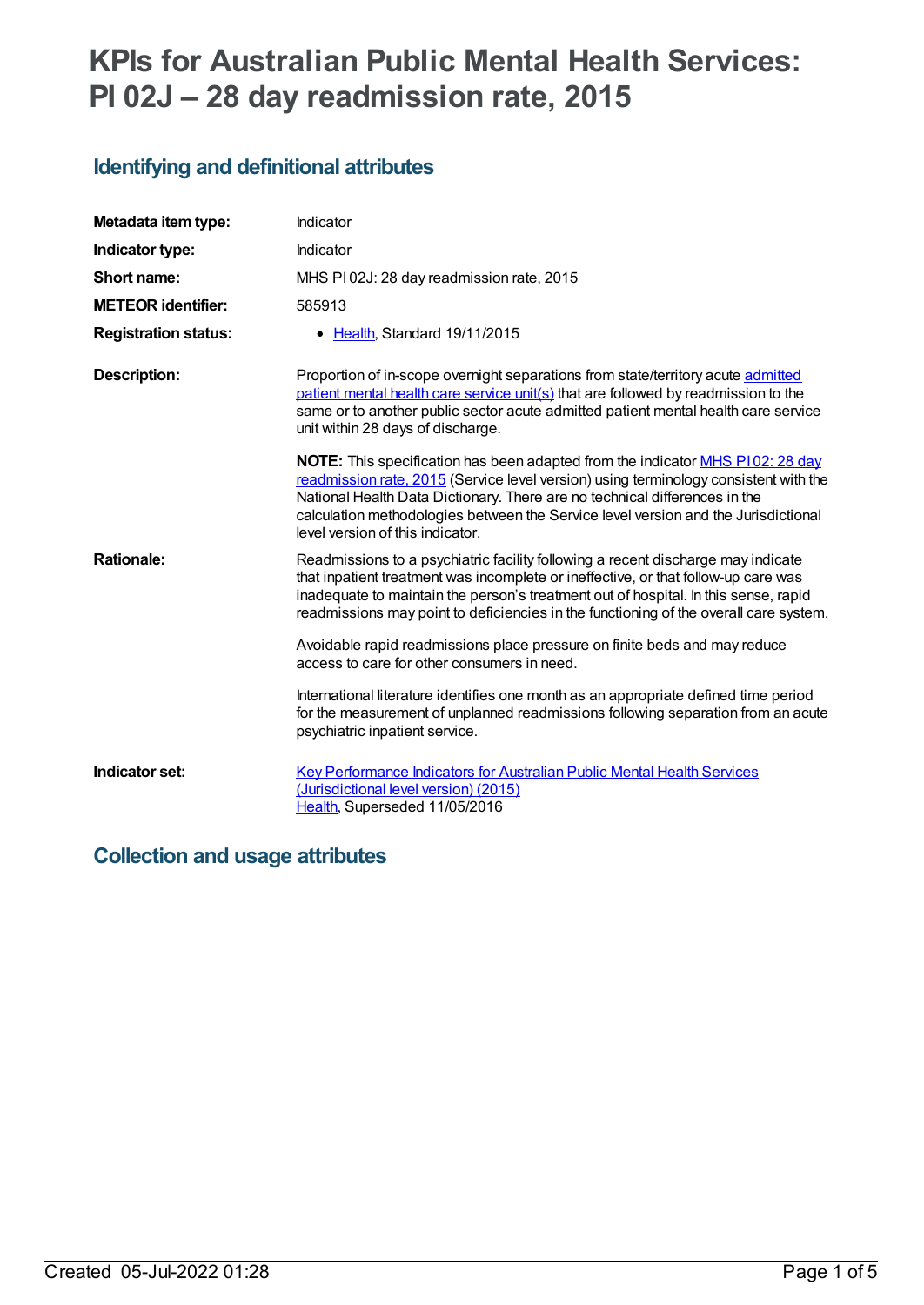# KPIs for Australian Public Mental Health Services: PI 02J – 28 day readmission rate, 2015

## Identifying and definitional attributes

| | |
|---|---|
| **Metadata item type:** | Indicator |
| **Indicator type:** | Indicator |
| **Short name:** | MHS PI 02J: 28 day readmission rate, 2015 |
| **METEOR identifier:** | 585913 |
| **Registration status:** | • Health, Standard 19/11/2015 |
| **Description:** | Proportion of in-scope overnight separations from state/territory acute admitted patient mental health care service unit(s) that are followed by readmission to the same or to another public sector acute admitted patient mental health care service unit within 28 days of discharge.<br><br>**NOTE:** This specification has been adapted from the indicator MHS PI 02: 28 day readmission rate, 2015 (Service level version) using terminology consistent with the National Health Data Dictionary. There are no technical differences in the calculation methodologies between the Service level version and the Jurisdictional level version of this indicator. |
| **Rationale:** | Readmissions to a psychiatric facility following a recent discharge may indicate that inpatient treatment was incomplete or ineffective, or that follow-up care was inadequate to maintain the person's treatment out of hospital. In this sense, rapid readmissions may point to deficiencies in the functioning of the overall care system.<br><br>Avoidable rapid readmissions place pressure on finite beds and may reduce access to care for other consumers in need.<br><br>International literature identifies one month as an appropriate defined time period for the measurement of unplanned readmissions following separation from an acute psychiatric inpatient service. |
| **Indicator set:** | Key Performance Indicators for Australian Public Mental Health Services (Jurisdictional level version) (2015)<br>Health, Superseded 11/05/2016 |

## Collection and usage attributes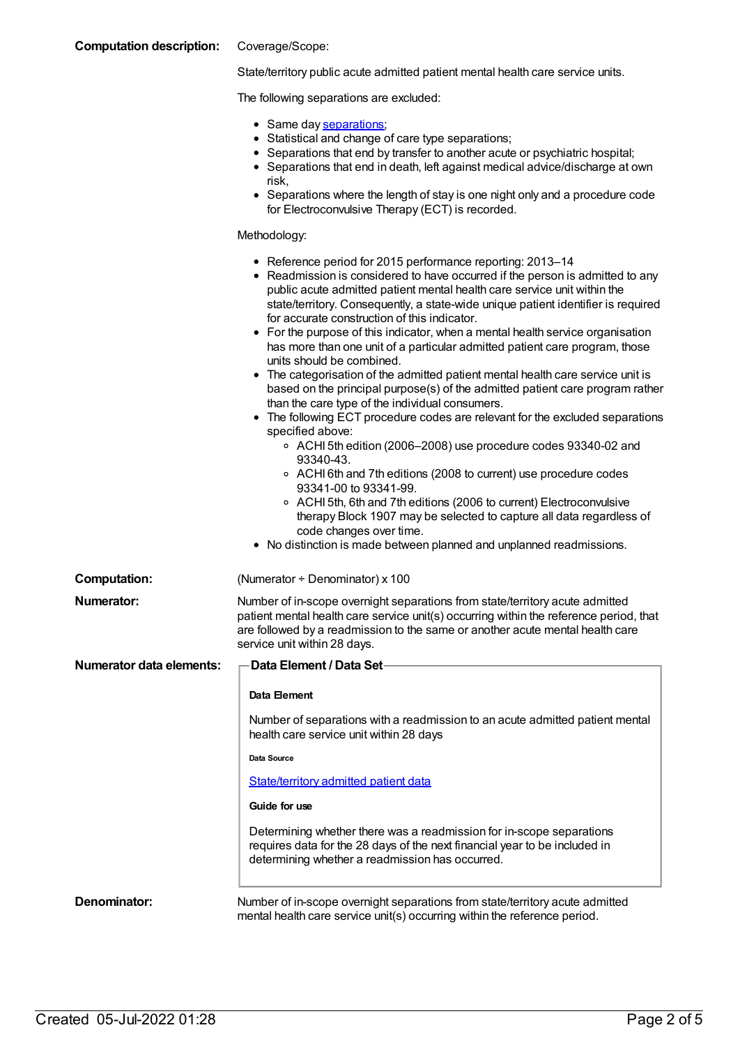**Computation description:**

Coverage/Scope:

State/territory public acute admitted patient mental health care service units.

The following separations are excluded:

- Same day separations;
- Statistical and change of care type separations;
- Separations that end by transfer to another acute or psychiatric hospital;
- Separations that end in death, left against medical advice/discharge at own risk,
- Separations where the length of stay is one night only and a procedure code for Electroconvulsive Therapy (ECT) is recorded.

Methodology:

- Reference period for 2015 performance reporting: 2013–14
- Readmission is considered to have occurred if the person is admitted to any public acute admitted patient mental health care service unit within the state/territory. Consequently, a state-wide unique patient identifier is required for accurate construction of this indicator.
- For the purpose of this indicator, when a mental health service organisation has more than one unit of a particular admitted patient care program, those units should be combined.
- The categorisation of the admitted patient mental health care service unit is based on the principal purpose(s) of the admitted patient care program rather than the care type of the individual consumers.
- The following ECT procedure codes are relevant for the excluded separations specified above:
    - ACHI 5th edition (2006–2008) use procedure codes 93340-02 and 93340-43.
    - ACHI 6th and 7th editions (2008 to current) use procedure codes 93341-00 to 93341-99.
    - ACHI 5th, 6th and 7th editions (2006 to current) Electroconvulsive therapy Block 1907 may be selected to capture all data regardless of code changes over time.
- No distinction is made between planned and unplanned readmissions.

**Computation:** (Numerator ÷ Denominator) x 100

**Numerator:** Number of in-scope overnight separations from state/territory acute admitted patient mental health care service unit(s) occurring within the reference period, that are followed by a readmission to the same or another acute mental health care service unit within 28 days.

**Numerator data elements:**

**Data Element / Data Set**

**Data Element**

Number of separations with a readmission to an acute admitted patient mental health care service unit within 28 days

**Data Source**

State/territory admitted patient data

**Guide for use**

Determining whether there was a readmission for in-scope separations requires data for the 28 days of the next financial year to be included in determining whether a readmission has occurred.

**Denominator:** Number of in-scope overnight separations from state/territory acute admitted mental health care service unit(s) occurring within the reference period.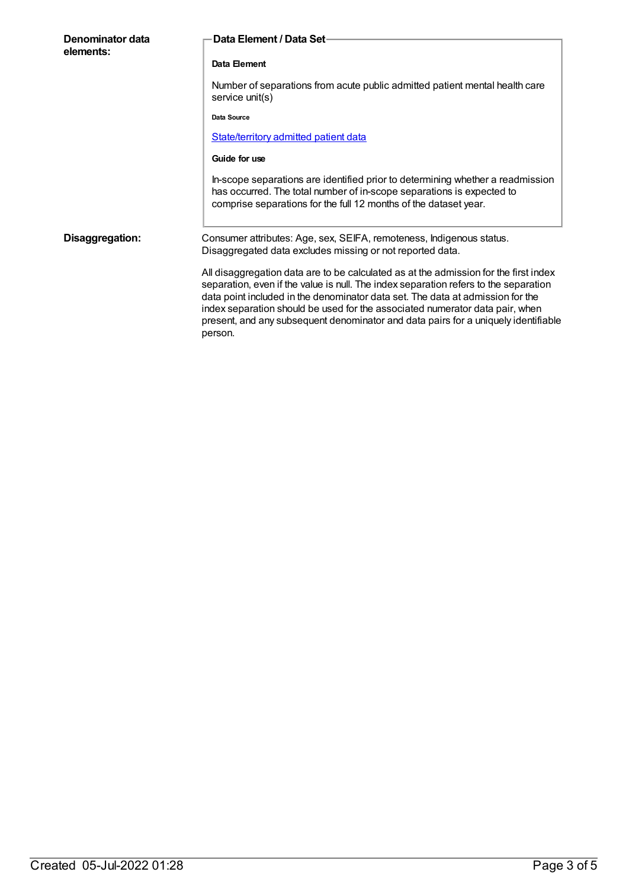**Denominator data elements:**

**Data Element / Data Set**

**Data Element**

Number of separations from acute public admitted patient mental health care service unit(s)

**Data Source**

[State/territory admitted patient data]

**Guide for use**

In-scope separations are identified prior to determining whether a readmission has occurred. The total number of in-scope separations is expected to comprise separations for the full 12 months of the dataset year.

**Disaggregation:**

Consumer attributes: Age, sex, SEIFA, remoteness, Indigenous status. Disaggregated data excludes missing or not reported data.

All disaggregation data are to be calculated as at the admission for the first index separation, even if the value is null. The index separation refers to the separation data point included in the denominator data set. The data at admission for the index separation should be used for the associated numerator data pair, when present, and any subsequent denominator and data pairs for a uniquely identifiable person.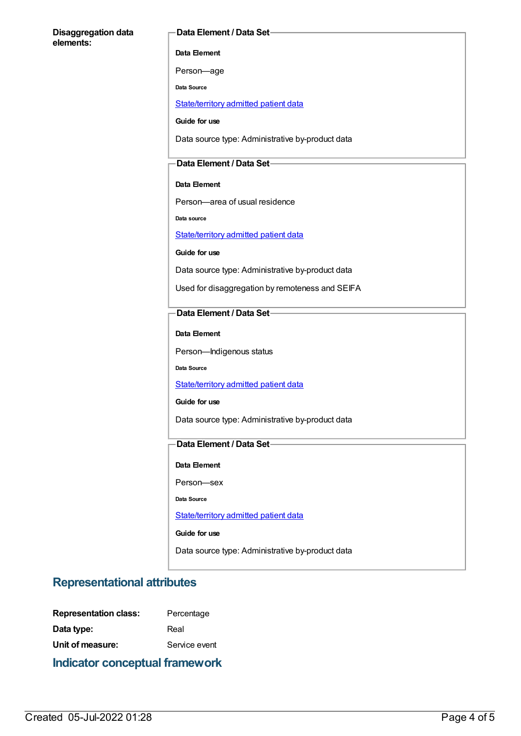**Disaggregation data elements:**

**Data Element / Data Set**

**Data Element**

Person—age

**Data Source**

State/territory admitted patient data

**Guide for use**

Data source type: Administrative by-product data

**Data Element / Data Set**

**Data Element**

Person—area of usual residence

**Data source**

State/territory admitted patient data

**Guide for use**

Data source type: Administrative by-product data

Used for disaggregation by remoteness and SEIFA

**Data Element / Data Set**

**Data Element**

Person—Indigenous status

**Data Source**

State/territory admitted patient data

**Guide for use**

Data source type: Administrative by-product data

**Data Element / Data Set**

**Data Element**

Person—sex

**Data Source**

State/territory admitted patient data

**Guide for use**

Data source type: Administrative by-product data

## Representational attributes

**Representation class:** Percentage

**Data type:** Real

**Unit of measure:** Service event

## Indicator conceptual framework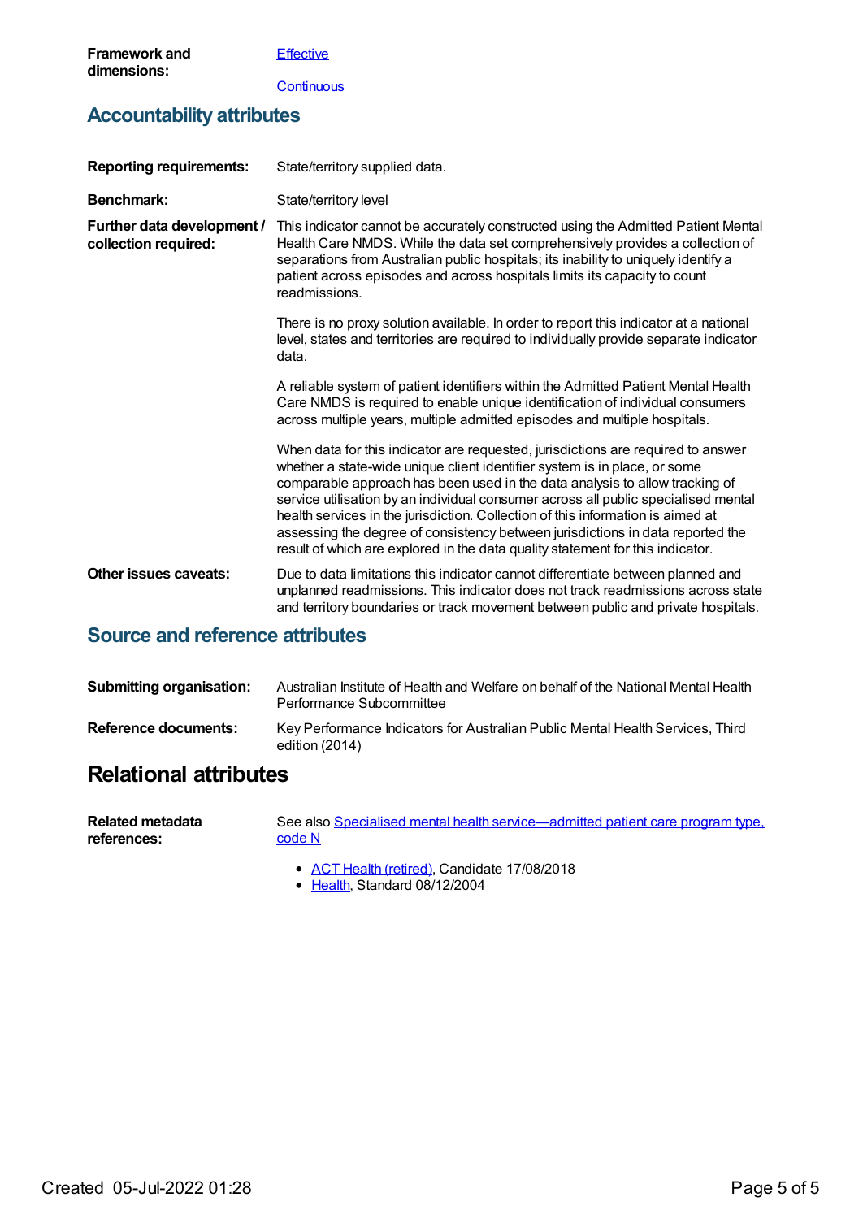**Framework and dimensions:**

[Effective](#)

[Continuous](#)

## Accountability attributes

**Reporting requirements:** State/territory supplied data.

**Benchmark:** State/territory level

**Further data development / collection required:** This indicator cannot be accurately constructed using the Admitted Patient Mental Health Care NMDS. While the data set comprehensively provides a collection of separations from Australian public hospitals; its inability to uniquely identify a patient across episodes and across hospitals limits its capacity to count readmissions.

There is no proxy solution available. In order to report this indicator at a national level, states and territories are required to individually provide separate indicator data.

A reliable system of patient identifiers within the Admitted Patient Mental Health Care NMDS is required to enable unique identification of individual consumers across multiple years, multiple admitted episodes and multiple hospitals.

When data for this indicator are requested, jurisdictions are required to answer whether a state-wide unique client identifier system is in place, or some comparable approach has been used in the data analysis to allow tracking of service utilisation by an individual consumer across all public specialised mental health services in the jurisdiction. Collection of this information is aimed at assessing the degree of consistency between jurisdictions in data reported the result of which are explored in the data quality statement for this indicator.

**Other issues caveats:** Due to data limitations this indicator cannot differentiate between planned and unplanned readmissions. This indicator does not track readmissions across state and territory boundaries or track movement between public and private hospitals.

## Source and reference attributes

**Submitting organisation:** Australian Institute of Health and Welfare on behalf of the National Mental Health Performance Subcommittee

**Reference documents:** Key Performance Indicators for Australian Public Mental Health Services, Third edition (2014)

# Relational attributes

**Related metadata references:** See also [Specialised mental health service—admitted patient care program type, code N](#)

- [ACT Health (retired)](#), Candidate 17/08/2018
- [Health](#), Standard 08/12/2004